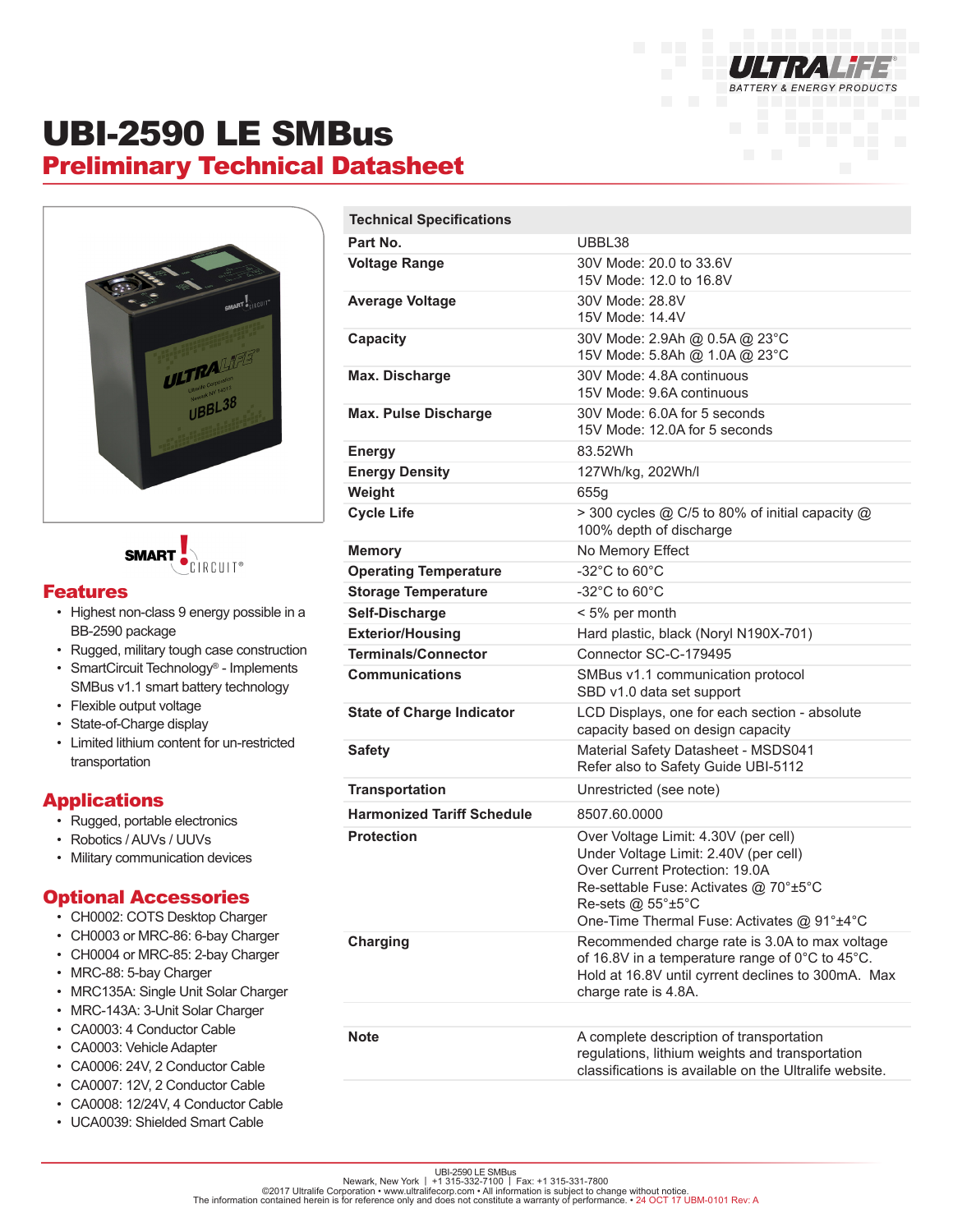# UBI-2590 LE SMBus

## Preliminary Technical Datasheet

## Features

- Highest non-class 9 energy possible in a BB-2590 package
- Rugged, military tough case construction
- SmartCircuit Technology® - Implements SMBus v1.1 smart battery technology
- Flexible output voltage
- State-of-Charge display
- Limited lithium content for un-restricted transportation

## Applications

- Rugged, portable electronics
- Robotics / AUVs / UUVs
- Military communication devices

## Optional Accessories

- CH0002: COTS Desktop Charger
- CH0003 or MRC-86: 6-bay Charger
- CH0004 or MRC-85: 2-bay Charger
- MRC-88: 5-bay Charger
- MRC135A: Single Unit Solar Charger
- MRC-143A: 3-Unit Solar Charger
- CA0003: 4 Conductor Cable
- CA0003: Vehicle Adapter
- CA0006: 24V, 2 Conductor Cable
- CA0007: 12V, 2 Conductor Cable
- CA0008: 12/24V, 4 Conductor Cable
- UCA0039: Shielded Smart Cable

| Technical Specifications | |
|---|---|
| **Part No.** | UBBL38 |
| **Voltage Range** | 30V Mode: 20.0 to 33.6V<br>15V Mode: 12.0 to 16.8V |
| **Average Voltage** | 30V Mode: 28.8V<br>15V Mode: 14.4V |
| **Capacity** | 30V Mode: 2.9Ah @ 0.5A @ 23°C<br>15V Mode: 5.8Ah @ 1.0A @ 23°C |
| **Max. Discharge** | 30V Mode: 4.8A continuous<br>15V Mode: 9.6A continuous |
| **Max. Pulse Discharge** | 30V Mode: 6.0A for 5 seconds<br>15V Mode: 12.0A for 5 seconds |
| **Energy** | 83.52Wh |
| **Energy Density** | 127Wh/kg, 202Wh/l |
| **Weight** | 655g |
| **Cycle Life** | > 300 cycles @ C/5 to 80% of initial capacity @ 100% depth of discharge |
| **Memory** | No Memory Effect |
| **Operating Temperature** | -32°C to 60°C |
| **Storage Temperature** | -32°C to 60°C |
| **Self-Discharge** | < 5% per month |
| **Exterior/Housing** | Hard plastic, black (Noryl N190X-701) |
| **Terminals/Connector** | Connector SC-C-179495 |
| **Communications** | SMBus v1.1 communication protocol<br>SBD v1.0 data set support |
| **State of Charge Indicator** | LCD Displays, one for each section - absolute capacity based on design capacity |
| **Safety** | Material Safety Datasheet - MSDS041<br>Refer also to Safety Guide UBI-5112 |
| **Transportation** | Unrestricted (see note) |
| **Harmonized Tariff Schedule** | 8507.60.0000 |
| **Protection** | Over Voltage Limit: 4.30V (per cell)<br>Under Voltage Limit: 2.40V (per cell)<br>Over Current Protection: 19.0A<br>Re-settable Fuse: Activates @ 70°±5°C<br>Re-sets @ 55°±5°C<br>One-Time Thermal Fuse: Activates @ 91°±4°C |
| **Charging** | Recommended charge rate is 3.0A to max voltage of 16.8V in a temperature range of 0°C to 45°C. Hold at 16.8V until cyrrent declines to 300mA. Max charge rate is 4.8A. |
| **Note** | A complete description of transportation regulations, lithium weights and transportation classifications is available on the Ultralife website. |

UBI-2590 LE SMBus
Newark, New York | +1 315-332-7100 | Fax: +1 315-331-7800
©2017 Ultralife Corporation • www.ultralifecorp.com • All information is subject to change without notice.
The information contained herein is for reference only and does not constitute a warranty of performance. • 24 OCT 17 UBM-0101 Rev: A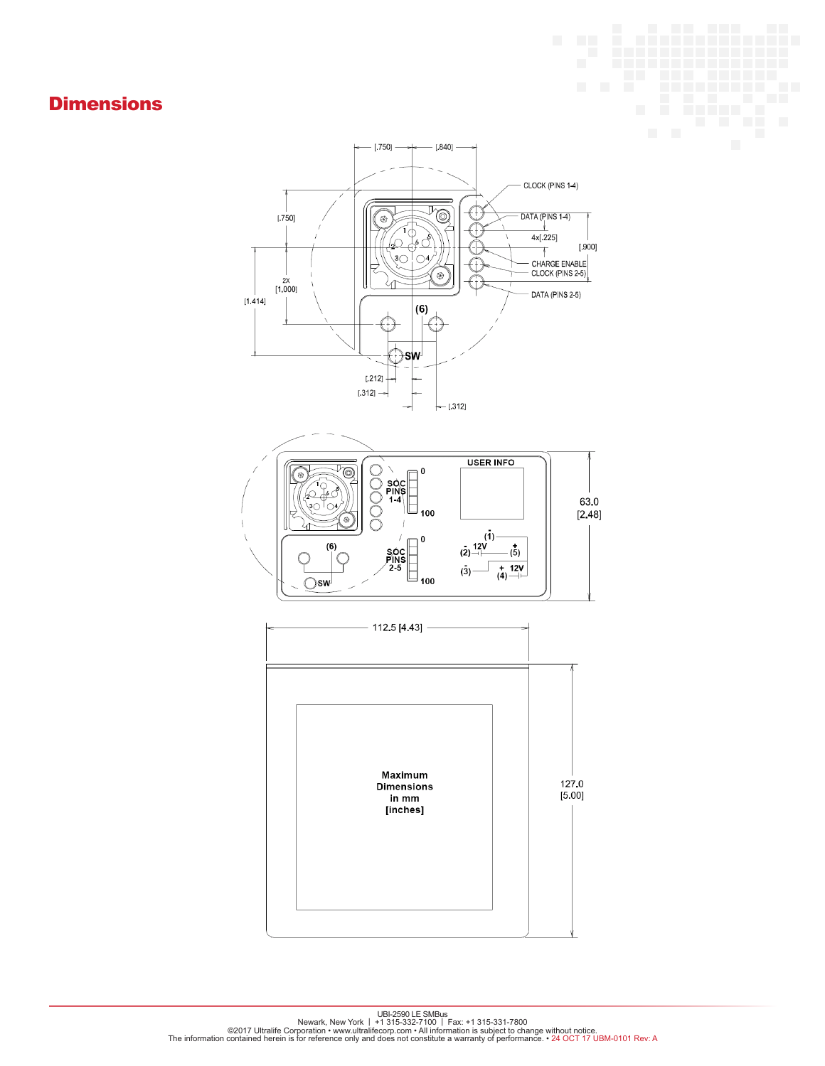# Dimensions

[.750] [.840]

CLOCK (PINS 1-4)

DATA (PINS 1-4)

4x[.225]

[.900]

CHARGE ENABLE

CLOCK (PINS 2-5)

DATA (PINS 2-5)

[.750]

2X [1.000]

[1.414]

(6)

SW

[.212]

[.312]

[.312]

USER INFO

SOC PINS 1-4

0

100

SOC PINS 2-5

0

100

(6)

SW

(1)

(2) - 12V + (5)

(3) + 12V (4)

63.0 [2.48]

112.5 [4.43]

127.0 [5.00]

Maximum Dimensions in mm [inches]

UBI-2590 LE SMBus

Newark, New York | +1 315-332-7100 | Fax: +1 315-331-7800

©2017 Ultralife Corporation • www.ultralifecorp.com • All information is subject to change without notice.

The information contained herein is for reference only and does not constitute a warranty of performance. • 24 OCT 17 UBM-0101 Rev: A